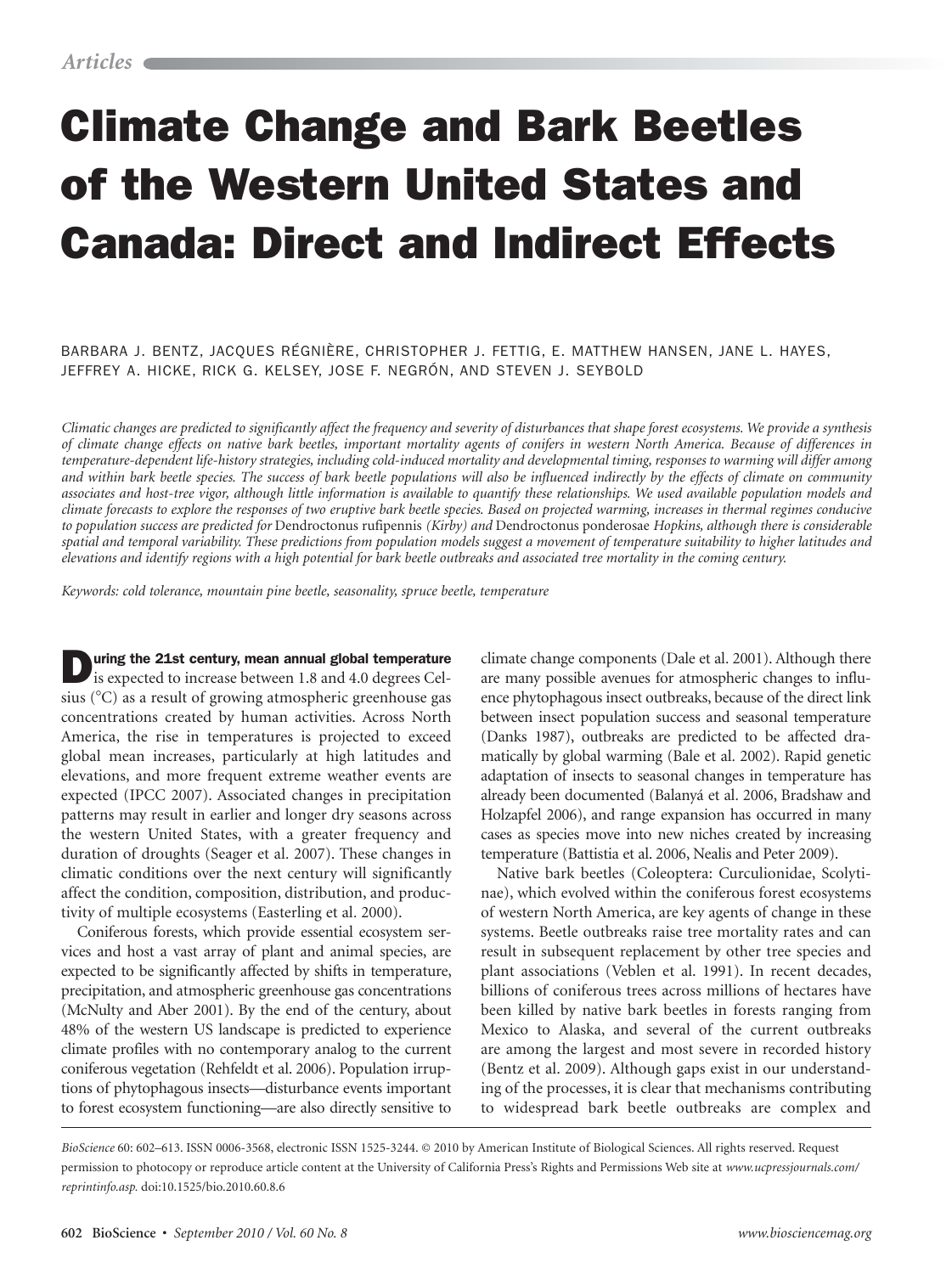*Articles*

# Climate Change and Bark Beetles of the Western United States and Canada: Direct and Indirect Effects

BARBARA J. BENTZ, JACQUES RÉGNIÈRE, CHRISTOPHER J. FETTIG, E. MATTHEW HANSEN, JANE L. HAYES, JEFFREY A. HICKE, RICK G. KELSEY, JOSE F. NEGRÓN, AND STEVEN J. SEYBOLD

*Climatic changes are predicted to significantly affect the frequency and severity of disturbances that shape forest ecosystems. We provide a synthesis of climate change effects on native bark beetles, important mortality agents of conifers in western North America. Because of differences in temperature-dependent life-history strategies, including cold-induced mortality and developmental timing, responses to warming will differ among and within bark beetle species. The success of bark beetle populations will also be influenced indirectly by the effects of climate on community associates and host-tree vigor, although little information is available to quantify these relationships. We used available population models and climate forecasts to explore the responses of two eruptive bark beetle species. Based on projected warming, increases in thermal regimes conducive to population success are predicted for* Dendroctonus rufipennis *(Kirby) and* Dendroctonus ponderosae *Hopkins, although there is considerable spatial and temporal variability. These predictions from population models suggest a movement of temperature suitability to higher latitudes and elevations and identify regions with a high potential for bark beetle outbreaks and associated tree mortality in the coming century.*

*Keywords: cold tolerance, mountain pine beetle, seasonality, spruce beetle, temperature*

**During the 21st century, mean annual global temperature** is expected to increase between 1.8 and 4.0 degrees Celsius (°C) as a result of growing atmospheric greenhouse gas concentrations created by human activities. Across North America, the rise in temperatures is projected to exceed global mean increases, particularly at high latitudes and elevations, and more frequent extreme weather events are expected (IPCC 2007). Associated changes in precipitation patterns may result in earlier and longer dry seasons across the western United States, with a greater frequency and duration of droughts (Seager et al. 2007). These changes in climatic conditions over the next century will significantly affect the condition, composition, distribution, and productivity of multiple ecosystems (Easterling et al. 2000).

Coniferous forests, which provide essential ecosystem services and host a vast array of plant and animal species, are expected to be significantly affected by shifts in temperature, precipitation, and atmospheric greenhouse gas concentrations (McNulty and Aber 2001). By the end of the century, about 48% of the western US landscape is predicted to experience climate profiles with no contemporary analog to the current coniferous vegetation (Rehfeldt et al. 2006). Population irruptions of phytophagous insects—disturbance events important to forest ecosystem functioning—are also directly sensitive to climate change components (Dale et al. 2001). Although there are many possible avenues for atmospheric changes to influence phytophagous insect outbreaks, because of the direct link between insect population success and seasonal temperature (Danks 1987), outbreaks are predicted to be affected dramatically by global warming (Bale et al. 2002). Rapid genetic adaptation of insects to seasonal changes in temperature has already been documented (Balanyá et al. 2006, Bradshaw and Holzapfel 2006), and range expansion has occurred in many cases as species move into new niches created by increasing temperature (Battistia et al. 2006, Nealis and Peter 2009).

Native bark beetles (Coleoptera: Curculionidae, Scolytinae), which evolved within the coniferous forest ecosystems of western North America, are key agents of change in these systems. Beetle outbreaks raise tree mortality rates and can result in subsequent replacement by other tree species and plant associations (Veblen et al. 1991). In recent decades, billions of coniferous trees across millions of hectares have been killed by native bark beetles in forests ranging from Mexico to Alaska, and several of the current outbreaks are among the largest and most severe in recorded history (Bentz et al. 2009). Although gaps exist in our understanding of the processes, it is clear that mechanisms contributing to widespread bark beetle outbreaks are complex and

*BioScience* 60: 602–613. ISSN 0006-3568, electronic ISSN 1525-3244. © 2010 by American Institute of Biological Sciences. All rights reserved. Request permission to photocopy or reproduce article content at the University of California Press's Rights and Permissions Web site at *www.ucpressjournals.com/reprintinfo.asp.* doi:10.1525/bio.2010.60.8.6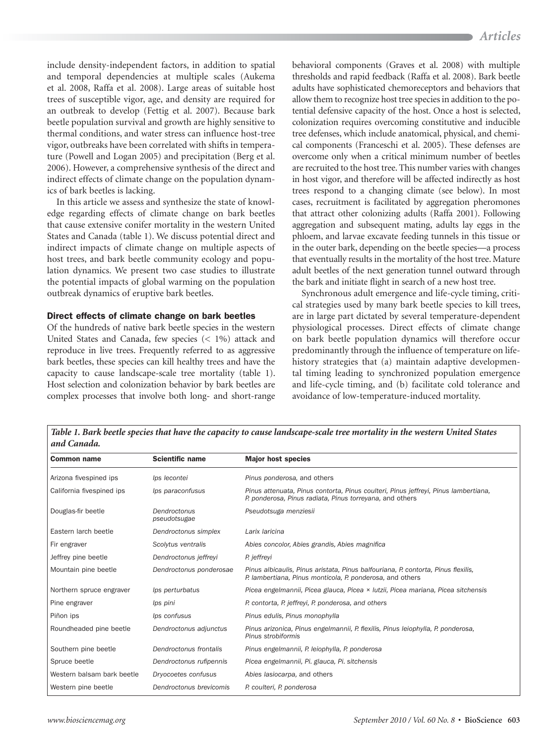include density-independent factors, in addition to spatial and temporal dependencies at multiple scales (Aukema et al. 2008, Raffa et al. 2008). Large areas of suitable host trees of susceptible vigor, age, and density are required for an outbreak to develop (Fettig et al. 2007). Because bark beetle population survival and growth are highly sensitive to thermal conditions, and water stress can influence host-tree vigor, outbreaks have been correlated with shifts in temperature (Powell and Logan 2005) and precipitation (Berg et al. 2006). However, a comprehensive synthesis of the direct and indirect effects of climate change on the population dynamics of bark beetles is lacking.

In this article we assess and synthesize the state of knowledge regarding effects of climate change on bark beetles that cause extensive conifer mortality in the western United States and Canada (table 1). We discuss potential direct and indirect impacts of climate change on multiple aspects of host trees, and bark beetle community ecology and population dynamics. We present two case studies to illustrate the potential impacts of global warming on the population outbreak dynamics of eruptive bark beetles.

## Direct effects of climate change on bark beetles

Of the hundreds of native bark beetle species in the western United States and Canada, few species (< 1%) attack and reproduce in live trees. Frequently referred to as aggressive bark beetles, these species can kill healthy trees and have the capacity to cause landscape-scale tree mortality (table 1). Host selection and colonization behavior by bark beetles are complex processes that involve both long- and short-range behavioral components (Graves et al. 2008) with multiple thresholds and rapid feedback (Raffa et al. 2008). Bark beetle adults have sophisticated chemoreceptors and behaviors that allow them to recognize host tree species in addition to the potential defensive capacity of the host. Once a host is selected, colonization requires overcoming constitutive and inducible tree defenses, which include anatomical, physical, and chemical components (Franceschi et al. 2005). These defenses are overcome only when a critical minimum number of beetles are recruited to the host tree. This number varies with changes in host vigor, and therefore will be affected indirectly as host trees respond to a changing climate (see below). In most cases, recruitment is facilitated by aggregation pheromones that attract other colonizing adults (Raffa 2001). Following aggregation and subsequent mating, adults lay eggs in the phloem, and larvae excavate feeding tunnels in this tissue or in the outer bark, depending on the beetle species—a process that eventually results in the mortality of the host tree. Mature adult beetles of the next generation tunnel outward through the bark and initiate flight in search of a new host tree.

Synchronous adult emergence and life-cycle timing, critical strategies used by many bark beetle species to kill trees, are in large part dictated by several temperature-dependent physiological processes. Direct effects of climate change on bark beetle population dynamics will therefore occur predominantly through the influence of temperature on life-history strategies that (a) maintain adaptive developmental timing leading to synchronized population emergence and life-cycle timing, and (b) facilitate cold tolerance and avoidance of low-temperature-induced mortality.

*Table 1. Bark beetle species that have the capacity to cause landscape-scale tree mortality in the western United States and Canada.*

| Common name | Scientific name | Major host species |
|---|---|---|
| Arizona fivespined ips | *Ips lecontei* | *Pinus ponderosa,* and others |
| California fivespined ips | *Ips paraconfusus* | *Pinus attenuata, Pinus contorta, Pinus coulteri, Pinus jeffreyi, Pinus lambertiana, P. ponderosa, Pinus radiata, Pinus torreyana,* and others |
| Douglas-fir beetle | *Dendroctonus pseudotsugae* | *Pseudotsuga menziesii* |
| Eastern larch beetle | *Dendroctonus simplex* | *Larix laricina* |
| Fir engraver | *Scolytus ventralis* | *Abies concolor, Abies grandis, Abies magnifica* |
| Jeffrey pine beetle | *Dendroctonus jeffreyi* | *P. jeffreyi* |
| Mountain pine beetle | *Dendroctonus ponderosae* | *Pinus albicaulis, Pinus aristata, Pinus balfouriana, P. contorta, Pinus flexilis, P. lambertiana, Pinus monticola, P. ponderosa,* and others |
| Northern spruce engraver | *Ips perturbatus* | *Picea engelmannii, Picea glauca, Picea × lutzii, Picea mariana, Picea sitchensis* |
| Pine engraver | *Ips pini* | *P. contorta, P. jeffreyi, P. ponderosa, and others* |
| Piñon ips | *Ips confusus* | *Pinus edulis, Pinus monophylla* |
| Roundheaded pine beetle | *Dendroctonus adjunctus* | *Pinus arizonica, Pinus engelmannii, P. flexilis, Pinus leiophylla, P. ponderosa, Pinus strobiformis* |
| Southern pine beetle | *Dendroctonus frontalis* | *Pinus engelmannii, P. leiophylla, P. ponderosa* |
| Spruce beetle | *Dendroctonus rufipennis* | *Picea engelmannii, Pi. glauca, Pi. sitchensis* |
| Western balsam bark beetle | *Dryocoetes confusus* | *Abies lasiocarpa,* and others |
| Western pine beetle | *Dendroctonus brevicomis* | *P. coulteri, P. ponderosa* |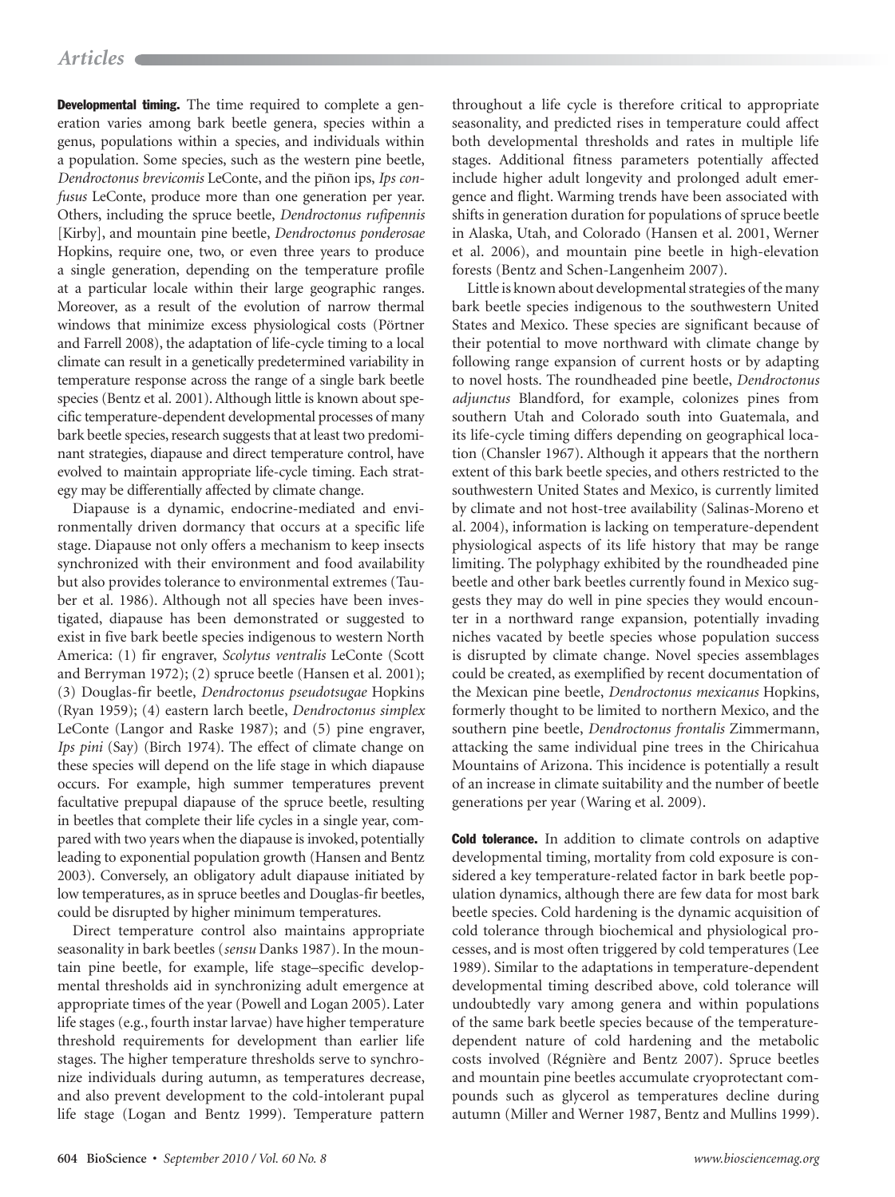**Developmental timing.** The time required to complete a generation varies among bark beetle genera, species within a genus, populations within a species, and individuals within a population. Some species, such as the western pine beetle, *Dendroctonus brevicomis* LeConte, and the piñon ips, *Ips confusus* LeConte, produce more than one generation per year. Others, including the spruce beetle, *Dendroctonus rufipennis* [Kirby], and mountain pine beetle, *Dendroctonus ponderosae* Hopkins, require one, two, or even three years to produce a single generation, depending on the temperature profile at a particular locale within their large geographic ranges. Moreover, as a result of the evolution of narrow thermal windows that minimize excess physiological costs (Pörtner and Farrell 2008), the adaptation of life-cycle timing to a local climate can result in a genetically predetermined variability in temperature response across the range of a single bark beetle species (Bentz et al. 2001). Although little is known about specific temperature-dependent developmental processes of many bark beetle species, research suggests that at least two predominant strategies, diapause and direct temperature control, have evolved to maintain appropriate life-cycle timing. Each strategy may be differentially affected by climate change.

Diapause is a dynamic, endocrine-mediated and environmentally driven dormancy that occurs at a specific life stage. Diapause not only offers a mechanism to keep insects synchronized with their environment and food availability but also provides tolerance to environmental extremes (Tauber et al. 1986). Although not all species have been investigated, diapause has been demonstrated or suggested to exist in five bark beetle species indigenous to western North America: (1) fir engraver, *Scolytus ventralis* LeConte (Scott and Berryman 1972); (2) spruce beetle (Hansen et al. 2001); (3) Douglas-fir beetle, *Dendroctonus pseudotsugae* Hopkins (Ryan 1959); (4) eastern larch beetle, *Dendroctonus simplex* LeConte (Langor and Raske 1987); and (5) pine engraver, *Ips pini* (Say) (Birch 1974). The effect of climate change on these species will depend on the life stage in which diapause occurs. For example, high summer temperatures prevent facultative prepupal diapause of the spruce beetle, resulting in beetles that complete their life cycles in a single year, compared with two years when the diapause is invoked, potentially leading to exponential population growth (Hansen and Bentz 2003). Conversely, an obligatory adult diapause initiated by low temperatures, as in spruce beetles and Douglas-fir beetles, could be disrupted by higher minimum temperatures.

Direct temperature control also maintains appropriate seasonality in bark beetles (*sensu* Danks 1987). In the mountain pine beetle, for example, life stage–specific developmental thresholds aid in synchronizing adult emergence at appropriate times of the year (Powell and Logan 2005). Later life stages (e.g., fourth instar larvae) have higher temperature threshold requirements for development than earlier life stages. The higher temperature thresholds serve to synchronize individuals during autumn, as temperatures decrease, and also prevent development to the cold-intolerant pupal life stage (Logan and Bentz 1999). Temperature pattern throughout a life cycle is therefore critical to appropriate seasonality, and predicted rises in temperature could affect both developmental thresholds and rates in multiple life stages. Additional fitness parameters potentially affected include higher adult longevity and prolonged adult emergence and flight. Warming trends have been associated with shifts in generation duration for populations of spruce beetle in Alaska, Utah, and Colorado (Hansen et al. 2001, Werner et al. 2006), and mountain pine beetle in high-elevation forests (Bentz and Schen-Langenheim 2007).

Little is known about developmental strategies of the many bark beetle species indigenous to the southwestern United States and Mexico. These species are significant because of their potential to move northward with climate change by following range expansion of current hosts or by adapting to novel hosts. The roundheaded pine beetle, *Dendroctonus adjunctus* Blandford, for example, colonizes pines from southern Utah and Colorado south into Guatemala, and its life-cycle timing differs depending on geographical location (Chansler 1967). Although it appears that the northern extent of this bark beetle species, and others restricted to the southwestern United States and Mexico, is currently limited by climate and not host-tree availability (Salinas-Moreno et al. 2004), information is lacking on temperature-dependent physiological aspects of its life history that may be range limiting. The polyphagy exhibited by the roundheaded pine beetle and other bark beetles currently found in Mexico suggests they may do well in pine species they would encounter in a northward range expansion, potentially invading niches vacated by beetle species whose population success is disrupted by climate change. Novel species assemblages could be created, as exemplified by recent documentation of the Mexican pine beetle, *Dendroctonus mexicanus* Hopkins, formerly thought to be limited to northern Mexico, and the southern pine beetle, *Dendroctonus frontalis* Zimmermann, attacking the same individual pine trees in the Chiricahua Mountains of Arizona. This incidence is potentially a result of an increase in climate suitability and the number of beetle generations per year (Waring et al. 2009).

**Cold tolerance.** In addition to climate controls on adaptive developmental timing, mortality from cold exposure is considered a key temperature-related factor in bark beetle population dynamics, although there are few data for most bark beetle species. Cold hardening is the dynamic acquisition of cold tolerance through biochemical and physiological processes, and is most often triggered by cold temperatures (Lee 1989). Similar to the adaptations in temperature-dependent developmental timing described above, cold tolerance will undoubtedly vary among genera and within populations of the same bark beetle species because of the temperature-dependent nature of cold hardening and the metabolic costs involved (Régnière and Bentz 2007). Spruce beetles and mountain pine beetles accumulate cryoprotectant compounds such as glycerol as temperatures decline during autumn (Miller and Werner 1987, Bentz and Mullins 1999).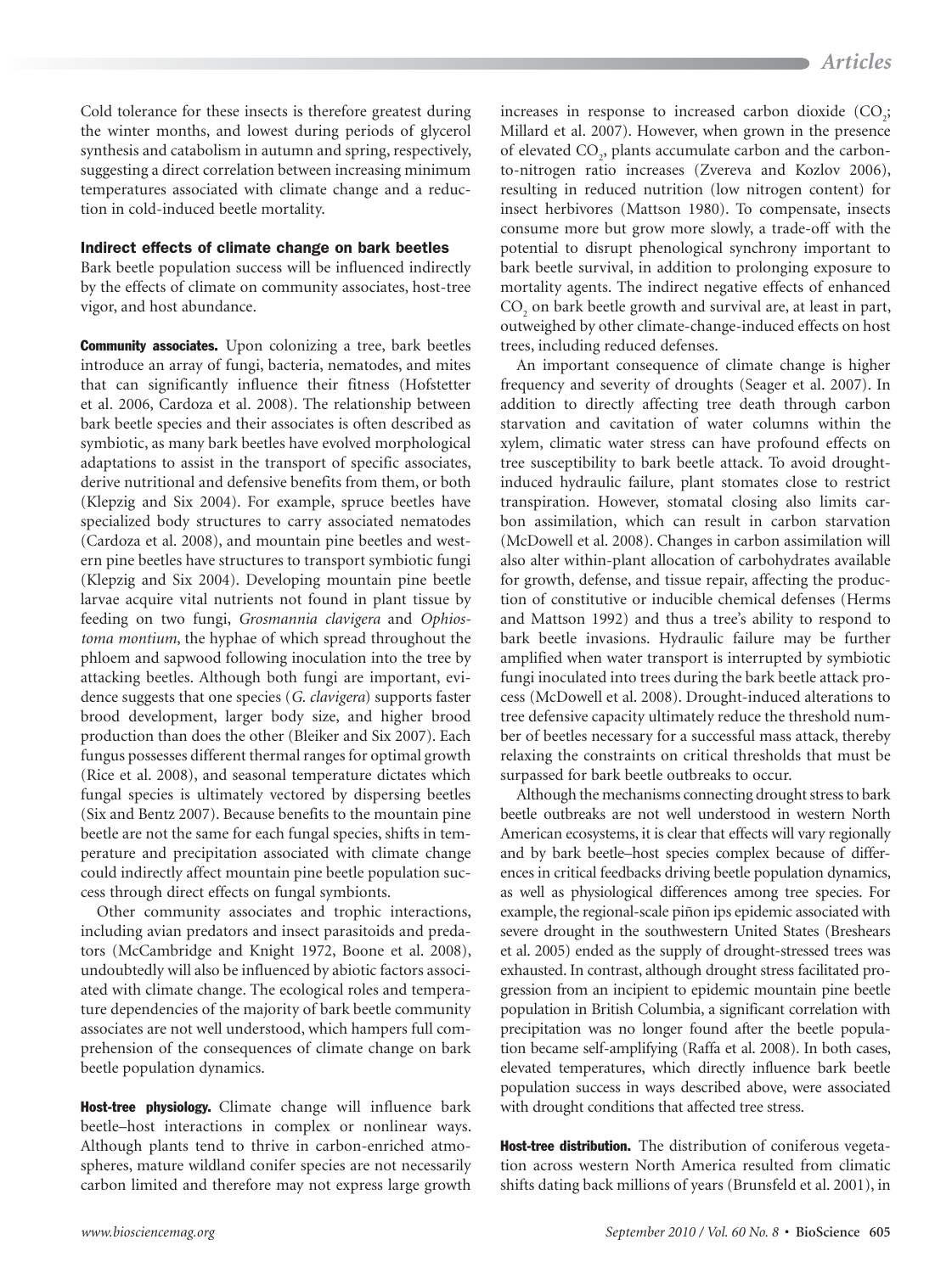Cold tolerance for these insects is therefore greatest during the winter months, and lowest during periods of glycerol synthesis and catabolism in autumn and spring, respectively, suggesting a direct correlation between increasing minimum temperatures associated with climate change and a reduction in cold-induced beetle mortality.

### Indirect effects of climate change on bark beetles

Bark beetle population success will be influenced indirectly by the effects of climate on community associates, host-tree vigor, and host abundance.

**Community associates.** Upon colonizing a tree, bark beetles introduce an array of fungi, bacteria, nematodes, and mites that can significantly influence their fitness (Hofstetter et al. 2006, Cardoza et al. 2008). The relationship between bark beetle species and their associates is often described as symbiotic, as many bark beetles have evolved morphological adaptations to assist in the transport of specific associates, derive nutritional and defensive benefits from them, or both (Klepzig and Six 2004). For example, spruce beetles have specialized body structures to carry associated nematodes (Cardoza et al. 2008), and mountain pine beetles and western pine beetles have structures to transport symbiotic fungi (Klepzig and Six 2004). Developing mountain pine beetle larvae acquire vital nutrients not found in plant tissue by feeding on two fungi, *Grosmannia clavigera* and *Ophiostoma montium*, the hyphae of which spread throughout the phloem and sapwood following inoculation into the tree by attacking beetles. Although both fungi are important, evidence suggests that one species (*G. clavigera*) supports faster brood development, larger body size, and higher brood production than does the other (Bleiker and Six 2007). Each fungus possesses different thermal ranges for optimal growth (Rice et al. 2008), and seasonal temperature dictates which fungal species is ultimately vectored by dispersing beetles (Six and Bentz 2007). Because benefits to the mountain pine beetle are not the same for each fungal species, shifts in temperature and precipitation associated with climate change could indirectly affect mountain pine beetle population success through direct effects on fungal symbionts.

Other community associates and trophic interactions, including avian predators and insect parasitoids and predators (McCambridge and Knight 1972, Boone et al. 2008), undoubtedly will also be influenced by abiotic factors associated with climate change. The ecological roles and temperature dependencies of the majority of bark beetle community associates are not well understood, which hampers full comprehension of the consequences of climate change on bark beetle population dynamics.

**Host-tree physiology.** Climate change will influence bark beetle–host interactions in complex or nonlinear ways. Although plants tend to thrive in carbon-enriched atmospheres, mature wildland conifer species are not necessarily carbon limited and therefore may not express large growth increases in response to increased carbon dioxide ($CO_2$; Millard et al. 2007). However, when grown in the presence of elevated $CO_2$, plants accumulate carbon and the carbon-to-nitrogen ratio increases (Zvereva and Kozlov 2006), resulting in reduced nutrition (low nitrogen content) for insect herbivores (Mattson 1980). To compensate, insects consume more but grow more slowly, a trade-off with the potential to disrupt phenological synchrony important to bark beetle survival, in addition to prolonging exposure to mortality agents. The indirect negative effects of enhanced $CO_2$ on bark beetle growth and survival are, at least in part, outweighed by other climate-change-induced effects on host trees, including reduced defenses.

An important consequence of climate change is higher frequency and severity of droughts (Seager et al. 2007). In addition to directly affecting tree death through carbon starvation and cavitation of water columns within the xylem, climatic water stress can have profound effects on tree susceptibility to bark beetle attack. To avoid drought-induced hydraulic failure, plant stomates close to restrict transpiration. However, stomatal closing also limits carbon assimilation, which can result in carbon starvation (McDowell et al. 2008). Changes in carbon assimilation will also alter within-plant allocation of carbohydrates available for growth, defense, and tissue repair, affecting the production of constitutive or inducible chemical defenses (Herms and Mattson 1992) and thus a tree's ability to respond to bark beetle invasions. Hydraulic failure may be further amplified when water transport is interrupted by symbiotic fungi inoculated into trees during the bark beetle attack process (McDowell et al. 2008). Drought-induced alterations to tree defensive capacity ultimately reduce the threshold number of beetles necessary for a successful mass attack, thereby relaxing the constraints on critical thresholds that must be surpassed for bark beetle outbreaks to occur.

Although the mechanisms connecting drought stress to bark beetle outbreaks are not well understood in western North American ecosystems, it is clear that effects will vary regionally and by bark beetle–host species complex because of differences in critical feedbacks driving beetle population dynamics, as well as physiological differences among tree species. For example, the regional-scale piñon ips epidemic associated with severe drought in the southwestern United States (Breshears et al. 2005) ended as the supply of drought-stressed trees was exhausted. In contrast, although drought stress facilitated progression from an incipient to epidemic mountain pine beetle population in British Columbia, a significant correlation with precipitation was no longer found after the beetle population became self-amplifying (Raffa et al. 2008). In both cases, elevated temperatures, which directly influence bark beetle population success in ways described above, were associated with drought conditions that affected tree stress.

**Host-tree distribution.** The distribution of coniferous vegetation across western North America resulted from climatic shifts dating back millions of years (Brunsfeld et al. 2001), in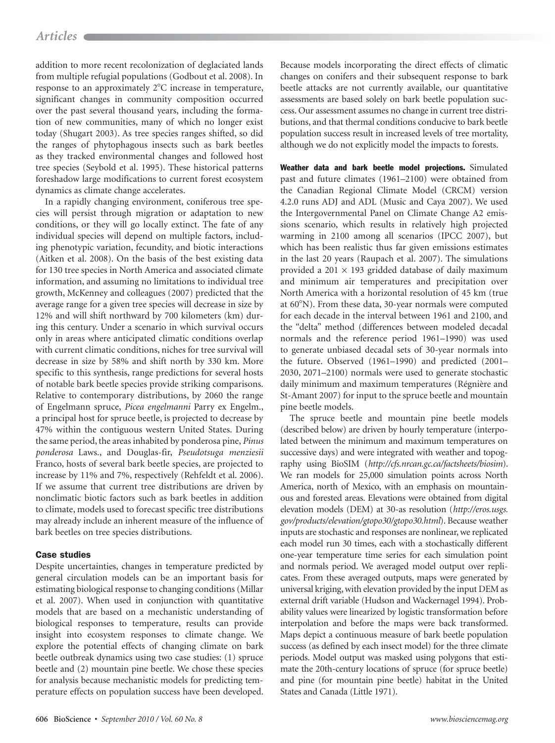addition to more recent recolonization of deglaciated lands from multiple refugial populations (Godbout et al. 2008). In response to an approximately 2°C increase in temperature, significant changes in community composition occurred over the past several thousand years, including the formation of new communities, many of which no longer exist today (Shugart 2003). As tree species ranges shifted, so did the ranges of phytophagous insects such as bark beetles as they tracked environmental changes and followed host tree species (Seybold et al. 1995). These historical patterns foreshadow large modifications to current forest ecosystem dynamics as climate change accelerates.

In a rapidly changing environment, coniferous tree species will persist through migration or adaptation to new conditions, or they will go locally extinct. The fate of any individual species will depend on multiple factors, including phenotypic variation, fecundity, and biotic interactions (Aitken et al. 2008). On the basis of the best existing data for 130 tree species in North America and associated climate information, and assuming no limitations to individual tree growth, McKenney and colleagues (2007) predicted that the average range for a given tree species will decrease in size by 12% and will shift northward by 700 kilometers (km) during this century. Under a scenario in which survival occurs only in areas where anticipated climatic conditions overlap with current climatic conditions, niches for tree survival will decrease in size by 58% and shift north by 330 km. More specific to this synthesis, range predictions for several hosts of notable bark beetle species provide striking comparisons. Relative to contemporary distributions, by 2060 the range of Engelmann spruce, *Picea engelmanni* Parry ex Engelm., a principal host for spruce beetle, is projected to decrease by 47% within the contiguous western United States. During the same period, the areas inhabited by ponderosa pine, *Pinus ponderosa* Laws., and Douglas-fir, *Pseudotsuga menziesii* Franco, hosts of several bark beetle species, are projected to increase by 11% and 7%, respectively (Rehfeldt et al. 2006). If we assume that current tree distributions are driven by nonclimatic biotic factors such as bark beetles in addition to climate, models used to forecast specific tree distributions may already include an inherent measure of the influence of bark beetles on tree species distributions.

## Case studies

Despite uncertainties, changes in temperature predicted by general circulation models can be an important basis for estimating biological response to changing conditions (Millar et al. 2007). When used in conjunction with quantitative models that are based on a mechanistic understanding of biological responses to temperature, results can provide insight into ecosystem responses to climate change. We explore the potential effects of changing climate on bark beetle outbreak dynamics using two case studies: (1) spruce beetle and (2) mountain pine beetle. We chose these species for analysis because mechanistic models for predicting temperature effects on population success have been developed. Because models incorporating the direct effects of climatic changes on conifers and their subsequent response to bark beetle attacks are not currently available, our quantitative assessments are based solely on bark beetle population success. Our assessment assumes no change in current tree distributions, and that thermal conditions conducive to bark beetle population success result in increased levels of tree mortality, although we do not explicitly model the impacts to forests.

**Weather data and bark beetle model projections.** Simulated past and future climates (1961–2100) were obtained from the Canadian Regional Climate Model (CRCM) version 4.2.0 runs ADJ and ADL (Music and Caya 2007). We used the Intergovernmental Panel on Climate Change A2 emissions scenario, which results in relatively high projected warming in 2100 among all scenarios (IPCC 2007), but which has been realistic thus far given emissions estimates in the last 20 years (Raupach et al. 2007). The simulations provided a $201 \times 193$ gridded database of daily maximum and minimum air temperatures and precipitation over North America with a horizontal resolution of 45 km (true at 60°N). From these data, 30-year normals were computed for each decade in the interval between 1961 and 2100, and the "delta" method (differences between modeled decadal normals and the reference period 1961–1990) was used to generate unbiased decadal sets of 30-year normals into the future. Observed (1961–1990) and predicted (2001–2030, 2071–2100) normals were used to generate stochastic daily minimum and maximum temperatures (Régnière and St-Amant 2007) for input to the spruce beetle and mountain pine beetle models.

The spruce beetle and mountain pine beetle models (described below) are driven by hourly temperature (interpolated between the minimum and maximum temperatures on successive days) and were integrated with weather and topography using BioSIM (*http://cfs.nrcan.gc.ca/factsheets/biosim*). We ran models for 25,000 simulation points across North America, north of Mexico, with an emphasis on mountainous and forested areas. Elevations were obtained from digital elevation models (DEM) at 30-as resolution (*http://eros.usgs.gov/products/elevation/gtopo30/gtopo30.html*). Because weather inputs are stochastic and responses are nonlinear, we replicated each model run 30 times, each with a stochastically different one-year temperature time series for each simulation point and normals period. We averaged model output over replicates. From these averaged outputs, maps were generated by universal kriging, with elevation provided by the input DEM as external drift variable (Hudson and Wackernagel 1994). Probability values were linearized by logistic transformation before interpolation and before the maps were back transformed. Maps depict a continuous measure of bark beetle population success (as defined by each insect model) for the three climate periods. Model output was masked using polygons that estimate the 20th-century locations of spruce (for spruce beetle) and pine (for mountain pine beetle) habitat in the United States and Canada (Little 1971).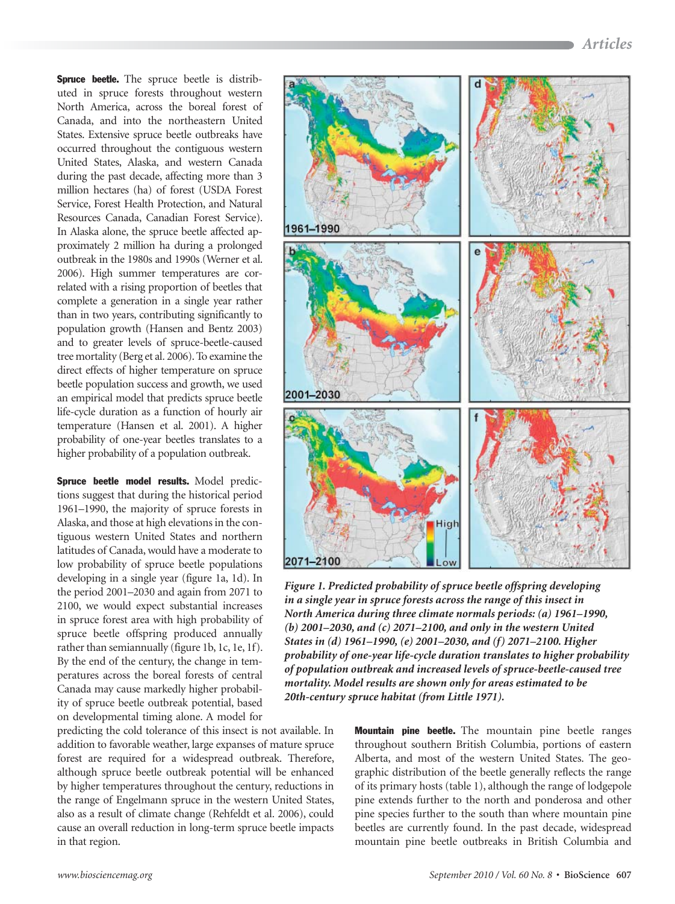**Spruce beetle.** The spruce beetle is distributed in spruce forests throughout western North America, across the boreal forest of Canada, and into the northeastern United States. Extensive spruce beetle outbreaks have occurred throughout the contiguous western United States, Alaska, and western Canada during the past decade, affecting more than 3 million hectares (ha) of forest (USDA Forest Service, Forest Health Protection, and Natural Resources Canada, Canadian Forest Service). In Alaska alone, the spruce beetle affected approximately 2 million ha during a prolonged outbreak in the 1980s and 1990s (Werner et al. 2006). High summer temperatures are correlated with a rising proportion of beetles that complete a generation in a single year rather than in two years, contributing significantly to population growth (Hansen and Bentz 2003) and to greater levels of spruce-beetle-caused tree mortality (Berg et al. 2006). To examine the direct effects of higher temperature on spruce beetle population success and growth, we used an empirical model that predicts spruce beetle life-cycle duration as a function of hourly air temperature (Hansen et al. 2001). A higher probability of one-year beetles translates to a higher probability of a population outbreak.

**Spruce beetle model results.** Model predictions suggest that during the historical period 1961–1990, the majority of spruce forests in Alaska, and those at high elevations in the contiguous western United States and northern latitudes of Canada, would have a moderate to low probability of spruce beetle populations developing in a single year (figure 1a, 1d). In the period 2001–2030 and again from 2071 to 2100, we would expect substantial increases in spruce forest area with high probability of spruce beetle offspring produced annually rather than semiannually (figure 1b, 1c, 1e, 1f). By the end of the century, the change in temperatures across the boreal forests of central Canada may cause markedly higher probability of spruce beetle outbreak potential, based on developmental timing alone. A model for predicting the cold tolerance of this insect is not available. In addition to favorable weather, large expanses of mature spruce forest are required for a widespread outbreak. Therefore, although spruce beetle outbreak potential will be enhanced by higher temperatures throughout the century, reductions in the range of Engelmann spruce in the western United States, also as a result of climate change (Rehfeldt et al. 2006), could cause an overall reduction in long-term spruce beetle impacts in that region.

*Figure 1. Predicted probability of spruce beetle offspring developing in a single year in spruce forests across the range of this insect in North America during three climate normals periods: (a) 1961–1990, (b) 2001–2030, and (c) 2071–2100, and only in the western United States in (d) 1961–1990, (e) 2001–2030, and (f) 2071–2100. Higher probability of one-year life-cycle duration translates to higher probability of population outbreak and increased levels of spruce-beetle-caused tree mortality. Model results are shown only for areas estimated to be 20th-century spruce habitat (from Little 1971).*

**Mountain pine beetle.** The mountain pine beetle ranges throughout southern British Columbia, portions of eastern Alberta, and most of the western United States. The geographic distribution of the beetle generally reflects the range of its primary hosts (table 1), although the range of lodgepole pine extends further to the north and ponderosa and other pine species further to the south than where mountain pine beetles are currently found. In the past decade, widespread mountain pine beetle outbreaks in British Columbia and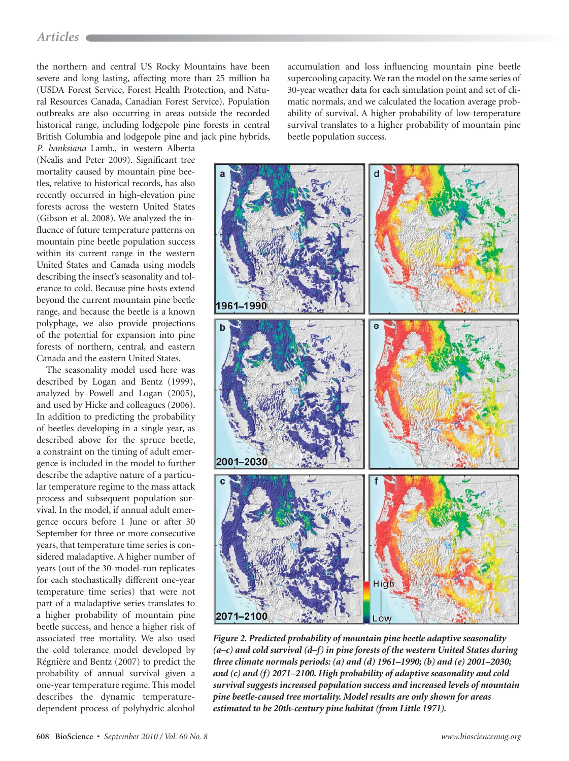the northern and central US Rocky Mountains have been severe and long lasting, affecting more than 25 million ha (USDA Forest Service, Forest Health Protection, and Natural Resources Canada, Canadian Forest Service). Population outbreaks are also occurring in areas outside the recorded historical range, including lodgepole pine forests in central British Columbia and lodgepole pine and jack pine hybrids, *P. banksiana* Lamb., in western Alberta (Nealis and Peter 2009). Significant tree mortality caused by mountain pine beetles, relative to historical records, has also recently occurred in high-elevation pine forests across the western United States (Gibson et al. 2008). We analyzed the influence of future temperature patterns on mountain pine beetle population success within its current range in the western United States and Canada using models describing the insect's seasonality and tolerance to cold. Because pine hosts extend beyond the current mountain pine beetle range, and because the beetle is a known polyphage, we also provide projections of the potential for expansion into pine forests of northern, central, and eastern Canada and the eastern United States.

The seasonality model used here was described by Logan and Bentz (1999), analyzed by Powell and Logan (2005), and used by Hicke and colleagues (2006). In addition to predicting the probability of beetles developing in a single year, as described above for the spruce beetle, a constraint on the timing of adult emergence is included in the model to further describe the adaptive nature of a particular temperature regime to the mass attack process and subsequent population survival. In the model, if annual adult emergence occurs before 1 June or after 30 September for three or more consecutive years, that temperature time series is considered maladaptive. A higher number of years (out of the 30-model-run replicates for each stochastically different one-year temperature time series) that were not part of a maladaptive series translates to a higher probability of mountain pine beetle success, and hence a higher risk of associated tree mortality. We also used the cold tolerance model developed by Régnière and Bentz (2007) to predict the probability of annual survival given a one-year temperature regime. This model describes the dynamic temperature-dependent process of polyhydric alcohol accumulation and loss influencing mountain pine beetle supercooling capacity. We ran the model on the same series of 30-year weather data for each simulation point and set of climatic normals, and we calculated the location average probability of survival. A higher probability of low-temperature survival translates to a higher probability of mountain pine beetle population success.

***Figure 2. Predicted probability of mountain pine beetle adaptive seasonality (a–c) and cold survival (d–f) in pine forests of the western United States during three climate normals periods: (a) and (d) 1961–1990; (b) and (e) 2001–2030; and (c) and (f) 2071–2100. High probability of adaptive seasonality and cold survival suggests increased population success and increased levels of mountain pine beetle-caused tree mortality. Model results are only shown for areas estimated to be 20th-century pine habitat (from Little 1971).***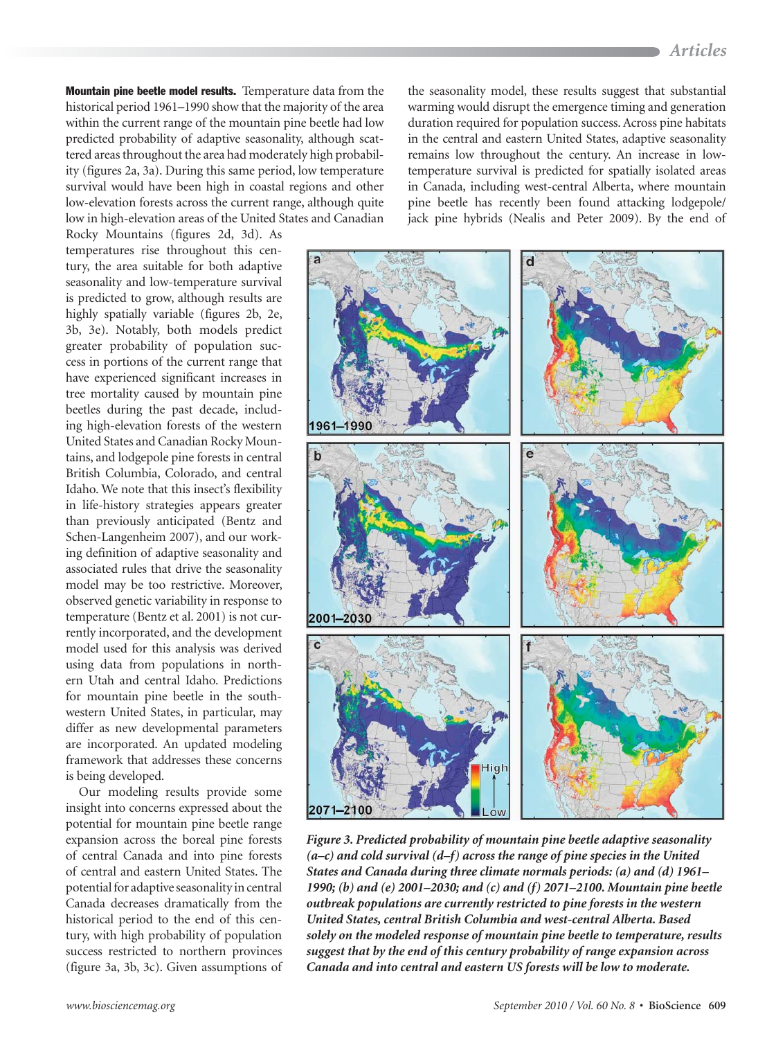**Mountain pine beetle model results.** Temperature data from the historical period 1961–1990 show that the majority of the area within the current range of the mountain pine beetle had low predicted probability of adaptive seasonality, although scattered areas throughout the area had moderately high probability (figures 2a, 3a). During this same period, low temperature survival would have been high in coastal regions and other low-elevation forests across the current range, although quite low in high-elevation areas of the United States and Canadian Rocky Mountains (figures 2d, 3d). As temperatures rise throughout this century, the area suitable for both adaptive seasonality and low-temperature survival is predicted to grow, although results are highly spatially variable (figures 2b, 2e, 3b, 3e). Notably, both models predict greater probability of population success in portions of the current range that have experienced significant increases in tree mortality caused by mountain pine beetles during the past decade, including high-elevation forests of the western United States and Canadian Rocky Mountains, and lodgepole pine forests in central British Columbia, Colorado, and central Idaho. We note that this insect's flexibility in life-history strategies appears greater than previously anticipated (Bentz and Schen-Langenheim 2007), and our working definition of adaptive seasonality and associated rules that drive the seasonality model may be too restrictive. Moreover, observed genetic variability in response to temperature (Bentz et al. 2001) is not currently incorporated, and the development model used for this analysis was derived using data from populations in northern Utah and central Idaho. Predictions for mountain pine beetle in the southwestern United States, in particular, may differ as new developmental parameters are incorporated. An updated modeling framework that addresses these concerns is being developed.

Our modeling results provide some insight into concerns expressed about the potential for mountain pine beetle range expansion across the boreal pine forests of central Canada and into pine forests of central and eastern United States. The potential for adaptive seasonality in central Canada decreases dramatically from the historical period to the end of this century, with high probability of population success restricted to northern provinces (figure 3a, 3b, 3c). Given assumptions of the seasonality model, these results suggest that substantial warming would disrupt the emergence timing and generation duration required for population success. Across pine habitats in the central and eastern United States, adaptive seasonality remains low throughout the century. An increase in low-temperature survival is predicted for spatially isolated areas in Canada, including west-central Alberta, where mountain pine beetle has recently been found attacking lodgepole/jack pine hybrids (Nealis and Peter 2009). By the end of

***Figure 3. Predicted probability of mountain pine beetle adaptive seasonality (a–c) and cold survival (d–f) across the range of pine species in the United States and Canada during three climate normals periods: (a) and (d) 1961–1990; (b) and (e) 2001–2030; and (c) and (f) 2071–2100. Mountain pine beetle outbreak populations are currently restricted to pine forests in the western United States, central British Columbia and west-central Alberta. Based solely on the modeled response of mountain pine beetle to temperature, results suggest that by the end of this century probability of range expansion across Canada and into central and eastern US forests will be low to moderate.***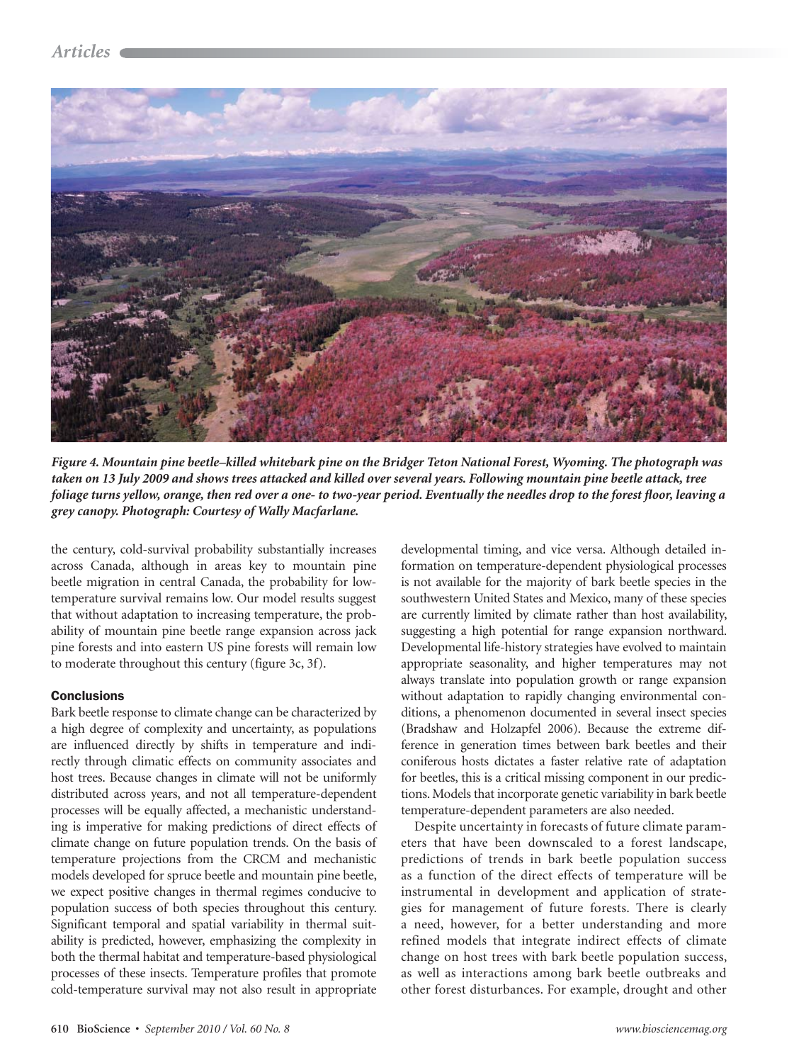*Figure 4. Mountain pine beetle–killed whitebark pine on the Bridger Teton National Forest, Wyoming. The photograph was taken on 13 July 2009 and shows trees attacked and killed over several years. Following mountain pine beetle attack, tree foliage turns yellow, orange, then red over a one- to two-year period. Eventually the needles drop to the forest floor, leaving a grey canopy. Photograph: Courtesy of Wally Macfarlane.*

the century, cold-survival probability substantially increases across Canada, although in areas key to mountain pine beetle migration in central Canada, the probability for low-temperature survival remains low. Our model results suggest that without adaptation to increasing temperature, the probability of mountain pine beetle range expansion across jack pine forests and into eastern US pine forests will remain low to moderate throughout this century (figure 3c, 3f).

## Conclusions

Bark beetle response to climate change can be characterized by a high degree of complexity and uncertainty, as populations are influenced directly by shifts in temperature and indirectly through climatic effects on community associates and host trees. Because changes in climate will not be uniformly distributed across years, and not all temperature-dependent processes will be equally affected, a mechanistic understanding is imperative for making predictions of direct effects of climate change on future population trends. On the basis of temperature projections from the CRCM and mechanistic models developed for spruce beetle and mountain pine beetle, we expect positive changes in thermal regimes conducive to population success of both species throughout this century. Significant temporal and spatial variability in thermal suitability is predicted, however, emphasizing the complexity in both the thermal habitat and temperature-based physiological processes of these insects. Temperature profiles that promote cold-temperature survival may not also result in appropriate developmental timing, and vice versa. Although detailed information on temperature-dependent physiological processes is not available for the majority of bark beetle species in the southwestern United States and Mexico, many of these species are currently limited by climate rather than host availability, suggesting a high potential for range expansion northward. Developmental life-history strategies have evolved to maintain appropriate seasonality, and higher temperatures may not always translate into population growth or range expansion without adaptation to rapidly changing environmental conditions, a phenomenon documented in several insect species (Bradshaw and Holzapfel 2006). Because the extreme difference in generation times between bark beetles and their coniferous hosts dictates a faster relative rate of adaptation for beetles, this is a critical missing component in our predictions. Models that incorporate genetic variability in bark beetle temperature-dependent parameters are also needed.

Despite uncertainty in forecasts of future climate parameters that have been downscaled to a forest landscape, predictions of trends in bark beetle population success as a function of the direct effects of temperature will be instrumental in development and application of strategies for management of future forests. There is clearly a need, however, for a better understanding and more refined models that integrate indirect effects of climate change on host trees with bark beetle population success, as well as interactions among bark beetle outbreaks and other forest disturbances. For example, drought and other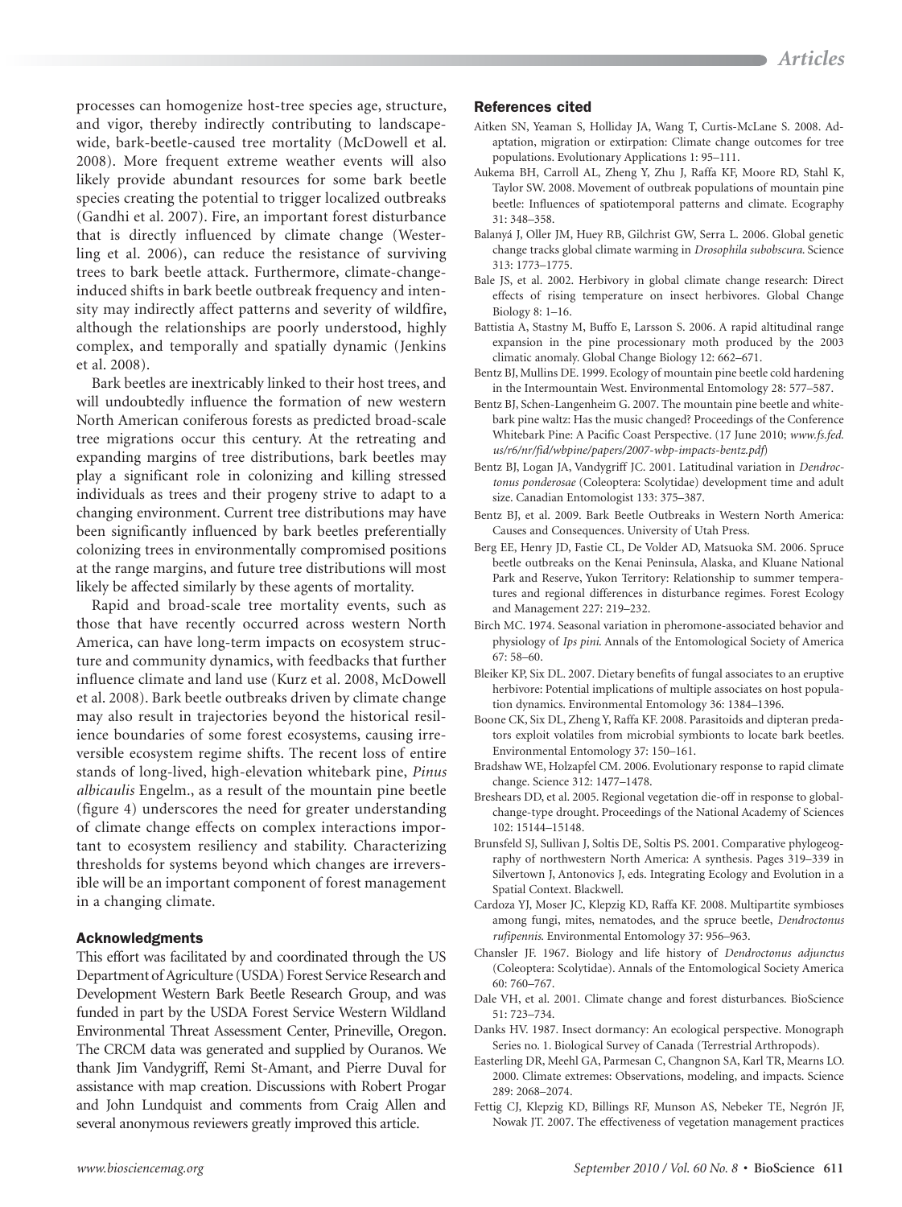processes can homogenize host-tree species age, structure, and vigor, thereby indirectly contributing to landscape-wide, bark-beetle-caused tree mortality (McDowell et al. 2008). More frequent extreme weather events will also likely provide abundant resources for some bark beetle species creating the potential to trigger localized outbreaks (Gandhi et al. 2007). Fire, an important forest disturbance that is directly influenced by climate change (Westerling et al. 2006), can reduce the resistance of surviving trees to bark beetle attack. Furthermore, climate-change-induced shifts in bark beetle outbreak frequency and intensity may indirectly affect patterns and severity of wildfire, although the relationships are poorly understood, highly complex, and temporally and spatially dynamic (Jenkins et al. 2008).

Bark beetles are inextricably linked to their host trees, and will undoubtedly influence the formation of new western North American coniferous forests as predicted broad-scale tree migrations occur this century. At the retreating and expanding margins of tree distributions, bark beetles may play a significant role in colonizing and killing stressed individuals as trees and their progeny strive to adapt to a changing environment. Current tree distributions may have been significantly influenced by bark beetles preferentially colonizing trees in environmentally compromised positions at the range margins, and future tree distributions will most likely be affected similarly by these agents of mortality.

Rapid and broad-scale tree mortality events, such as those that have recently occurred across western North America, can have long-term impacts on ecosystem structure and community dynamics, with feedbacks that further influence climate and land use (Kurz et al. 2008, McDowell et al. 2008). Bark beetle outbreaks driven by climate change may also result in trajectories beyond the historical resilience boundaries of some forest ecosystems, causing irreversible ecosystem regime shifts. The recent loss of entire stands of long-lived, high-elevation whitebark pine, *Pinus albicaulis* Engelm., as a result of the mountain pine beetle (figure 4) underscores the need for greater understanding of climate change effects on complex interactions important to ecosystem resiliency and stability. Characterizing thresholds for systems beyond which changes are irreversible will be an important component of forest management in a changing climate.

## Acknowledgments

This effort was facilitated by and coordinated through the US Department of Agriculture (USDA) Forest Service Research and Development Western Bark Beetle Research Group, and was funded in part by the USDA Forest Service Western Wildland Environmental Threat Assessment Center, Prineville, Oregon. The CRCM data was generated and supplied by Ouranos. We thank Jim Vandygriff, Remi St-Amant, and Pierre Duval for assistance with map creation. Discussions with Robert Progar and John Lundquist and comments from Craig Allen and several anonymous reviewers greatly improved this article.

## References cited

Aitken SN, Yeaman S, Holliday JA, Wang T, Curtis-McLane S. 2008. Adaptation, migration or extirpation: Climate change outcomes for tree populations. Evolutionary Applications 1: 95–111.

Aukema BH, Carroll AL, Zheng Y, Zhu J, Raffa KF, Moore RD, Stahl K, Taylor SW. 2008. Movement of outbreak populations of mountain pine beetle: Influences of spatiotemporal patterns and climate. Ecography 31: 348–358.

Balanyá J, Oller JM, Huey RB, Gilchrist GW, Serra L. 2006. Global genetic change tracks global climate warming in *Drosophila subobscura*. Science 313: 1773–1775.

Bale JS, et al. 2002. Herbivory in global climate change research: Direct effects of rising temperature on insect herbivores. Global Change Biology 8: 1–16.

Battistia A, Stastny M, Buffo E, Larsson S. 2006. A rapid altitudinal range expansion in the pine processionary moth produced by the 2003 climatic anomaly. Global Change Biology 12: 662–671.

Bentz BJ, Mullins DE. 1999. Ecology of mountain pine beetle cold hardening in the Intermountain West. Environmental Entomology 28: 577–587.

Bentz BJ, Schen-Langenheim G. 2007. The mountain pine beetle and whitebark pine waltz: Has the music changed? Proceedings of the Conference Whitebark Pine: A Pacific Coast Perspective. (17 June 2010; *www.fs.fed.us/r6/nr/fid/wbpine/papers/2007-wbp-impacts-bentz.pdf*)

Bentz BJ, Logan JA, Vandygriff JC. 2001. Latitudinal variation in *Dendroctonus ponderosae* (Coleoptera: Scolytidae) development time and adult size. Canadian Entomologist 133: 375–387.

Bentz BJ, et al. 2009. Bark Beetle Outbreaks in Western North America: Causes and Consequences. University of Utah Press.

Berg EE, Henry JD, Fastie CL, De Volder AD, Matsuoka SM. 2006. Spruce beetle outbreaks on the Kenai Peninsula, Alaska, and Kluane National Park and Reserve, Yukon Territory: Relationship to summer temperatures and regional differences in disturbance regimes. Forest Ecology and Management 227: 219–232.

Birch MC. 1974. Seasonal variation in pheromone-associated behavior and physiology of *Ips pini*. Annals of the Entomological Society of America 67: 58–60.

Bleiker KP, Six DL. 2007. Dietary benefits of fungal associates to an eruptive herbivore: Potential implications of multiple associates on host population dynamics. Environmental Entomology 36: 1384–1396.

Boone CK, Six DL, Zheng Y, Raffa KF. 2008. Parasitoids and dipteran predators exploit volatiles from microbial symbionts to locate bark beetles. Environmental Entomology 37: 150–161.

Bradshaw WE, Holzapfel CM. 2006. Evolutionary response to rapid climate change. Science 312: 1477–1478.

Breshears DD, et al. 2005. Regional vegetation die-off in response to global-change-type drought. Proceedings of the National Academy of Sciences 102: 15144–15148.

Brunsfeld SJ, Sullivan J, Soltis DE, Soltis PS. 2001. Comparative phylogeography of northwestern North America: A synthesis. Pages 319–339 in Silvertown J, Antonovics J, eds. Integrating Ecology and Evolution in a Spatial Context. Blackwell.

Cardoza YJ, Moser JC, Klepzig KD, Raffa KF. 2008. Multipartite symbioses among fungi, mites, nematodes, and the spruce beetle, *Dendroctonus rufipennis*. Environmental Entomology 37: 956–963.

Chansler JF. 1967. Biology and life history of *Dendroctonus adjunctus* (Coleoptera: Scolytidae). Annals of the Entomological Society America 60: 760–767.

Dale VH, et al. 2001. Climate change and forest disturbances. BioScience 51: 723–734.

Danks HV. 1987. Insect dormancy: An ecological perspective. Monograph Series no. 1. Biological Survey of Canada (Terrestrial Arthropods).

Easterling DR, Meehl GA, Parmesan C, Changnon SA, Karl TR, Mearns LO. 2000. Climate extremes: Observations, modeling, and impacts. Science 289: 2068–2074.

Fettig CJ, Klepzig KD, Billings RF, Munson AS, Nebeker TE, Negrón JF, Nowak JT. 2007. The effectiveness of vegetation management practices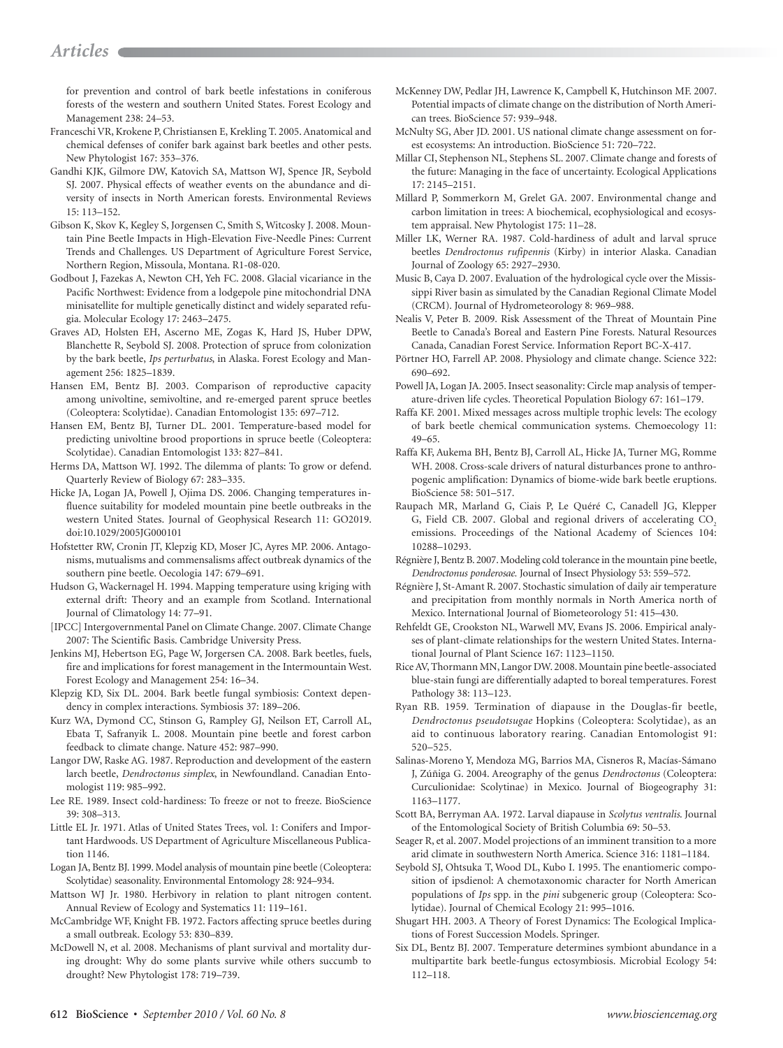for prevention and control of bark beetle infestations in coniferous forests of the western and southern United States. Forest Ecology and Management 238: 24–53.

Franceschi VR, Krokene P, Christiansen E, Krekling T. 2005. Anatomical and chemical defenses of conifer bark against bark beetles and other pests. New Phytologist 167: 353–376.

Gandhi KJK, Gilmore DW, Katovich SA, Mattson WJ, Spence JR, Seybold SJ. 2007. Physical effects of weather events on the abundance and diversity of insects in North American forests. Environmental Reviews 15: 113–152.

Gibson K, Skov K, Kegley S, Jorgensen C, Smith S, Witcosky J. 2008. Mountain Pine Beetle Impacts in High-Elevation Five-Needle Pines: Current Trends and Challenges. US Department of Agriculture Forest Service, Northern Region, Missoula, Montana. R1-08-020.

Godbout J, Fazekas A, Newton CH, Yeh FC. 2008. Glacial vicariance in the Pacific Northwest: Evidence from a lodgepole pine mitochondrial DNA minisatellite for multiple genetically distinct and widely separated refugia. Molecular Ecology 17: 2463–2475.

Graves AD, Holsten EH, Ascerno ME, Zogas K, Hard JS, Huber DPW, Blanchette R, Seybold SJ. 2008. Protection of spruce from colonization by the bark beetle, *Ips perturbatus*, in Alaska. Forest Ecology and Management 256: 1825–1839.

Hansen EM, Bentz BJ. 2003. Comparison of reproductive capacity among univoltine, semivoltine, and re-emerged parent spruce beetles (Coleoptera: Scolytidae). Canadian Entomologist 135: 697–712.

Hansen EM, Bentz BJ, Turner DL. 2001. Temperature-based model for predicting univoltine brood proportions in spruce beetle (Coleoptera: Scolytidae). Canadian Entomologist 133: 827–841.

Herms DA, Mattson WJ. 1992. The dilemma of plants: To grow or defend. Quarterly Review of Biology 67: 283–335.

Hicke JA, Logan JA, Powell J, Ojima DS. 2006. Changing temperatures influence suitability for modeled mountain pine beetle outbreaks in the western United States. Journal of Geophysical Research 11: GO2019. doi:10.1029/2005JG000101

Hofstetter RW, Cronin JT, Klepzig KD, Moser JC, Ayres MP. 2006. Antagonisms, mutualisms and commensalisms affect outbreak dynamics of the southern pine beetle. Oecologia 147: 679–691.

Hudson G, Wackernagel H. 1994. Mapping temperature using kriging with external drift: Theory and an example from Scotland. International Journal of Climatology 14: 77–91.

[IPCC] Intergovernmental Panel on Climate Change. 2007. Climate Change 2007: The Scientific Basis. Cambridge University Press.

Jenkins MJ, Hebertson EG, Page W, Jorgersen CA. 2008. Bark beetles, fuels, fire and implications for forest management in the Intermountain West. Forest Ecology and Management 254: 16–34.

Klepzig KD, Six DL. 2004. Bark beetle fungal symbiosis: Context dependency in complex interactions. Symbiosis 37: 189–206.

Kurz WA, Dymond CC, Stinson G, Rampley GJ, Neilson ET, Carroll AL, Ebata T, Safranyik L. 2008. Mountain pine beetle and forest carbon feedback to climate change. Nature 452: 987–990.

Langor DW, Raske AG. 1987. Reproduction and development of the eastern larch beetle, *Dendroctonus simplex*, in Newfoundland. Canadian Entomologist 119: 985–992.

Lee RE. 1989. Insect cold-hardiness: To freeze or not to freeze. BioScience 39: 308–313.

Little EL Jr. 1971. Atlas of United States Trees, vol. 1: Conifers and Important Hardwoods. US Department of Agriculture Miscellaneous Publication 1146.

Logan JA, Bentz BJ. 1999. Model analysis of mountain pine beetle (Coleoptera: Scolytidae) seasonality. Environmental Entomology 28: 924–934.

Mattson WJ Jr. 1980. Herbivory in relation to plant nitrogen content. Annual Review of Ecology and Systematics 11: 119–161.

McCambridge WF, Knight FB. 1972. Factors affecting spruce beetles during a small outbreak. Ecology 53: 830–839.

McDowell N, et al. 2008. Mechanisms of plant survival and mortality during drought: Why do some plants survive while others succumb to drought? New Phytologist 178: 719–739.

McKenney DW, Pedlar JH, Lawrence K, Campbell K, Hutchinson MF. 2007. Potential impacts of climate change on the distribution of North American trees. BioScience 57: 939–948.

McNulty SG, Aber JD. 2001. US national climate change assessment on forest ecosystems: An introduction. BioScience 51: 720–722.

Millar CI, Stephenson NL, Stephens SL. 2007. Climate change and forests of the future: Managing in the face of uncertainty. Ecological Applications 17: 2145–2151.

Millard P, Sommerkorn M, Grelet GA. 2007. Environmental change and carbon limitation in trees: A biochemical, ecophysiological and ecosystem appraisal. New Phytologist 175: 11–28.

Miller LK, Werner RA. 1987. Cold-hardiness of adult and larval spruce beetles *Dendroctonus rufipennis* (Kirby) in interior Alaska. Canadian Journal of Zoology 65: 2927–2930.

Music B, Caya D. 2007. Evaluation of the hydrological cycle over the Mississippi River basin as simulated by the Canadian Regional Climate Model (CRCM). Journal of Hydrometeorology 8: 969–988.

Nealis V, Peter B. 2009. Risk Assessment of the Threat of Mountain Pine Beetle to Canada's Boreal and Eastern Pine Forests. Natural Resources Canada, Canadian Forest Service. Information Report BC-X-417.

Pörtner HO, Farrell AP. 2008. Physiology and climate change. Science 322: 690–692.

Powell JA, Logan JA. 2005. Insect seasonality: Circle map analysis of temperature-driven life cycles. Theoretical Population Biology 67: 161–179.

Raffa KF. 2001. Mixed messages across multiple trophic levels: The ecology of bark beetle chemical communication systems. Chemoecology 11: 49–65.

Raffa KF, Aukema BH, Bentz BJ, Carroll AL, Hicke JA, Turner MG, Romme WH. 2008. Cross-scale drivers of natural disturbances prone to anthropogenic amplification: Dynamics of biome-wide bark beetle eruptions. BioScience 58: 501–517.

Raupach MR, Marland G, Ciais P, Le Quéré C, Canadell JG, Klepper G, Field CB. 2007. Global and regional drivers of accelerating $CO_2$ emissions. Proceedings of the National Academy of Sciences 104: 10288–10293.

Régnière J, Bentz B. 2007. Modeling cold tolerance in the mountain pine beetle, *Dendroctonus ponderosae.* Journal of Insect Physiology 53: 559–572.

Régnière J, St-Amant R. 2007. Stochastic simulation of daily air temperature and precipitation from monthly normals in North America north of Mexico. International Journal of Biometeorology 51: 415–430.

Rehfeldt GE, Crookston NL, Warwell MV, Evans JS. 2006. Empirical analyses of plant-climate relationships for the western United States. International Journal of Plant Science 167: 1123–1150.

Rice AV, Thormann MN, Langor DW. 2008. Mountain pine beetle-associated blue-stain fungi are differentially adapted to boreal temperatures. Forest Pathology 38: 113–123.

Ryan RB. 1959. Termination of diapause in the Douglas-fir beetle, *Dendroctonus pseudotsugae* Hopkins (Coleoptera: Scolytidae), as an aid to continuous laboratory rearing. Canadian Entomologist 91: 520–525.

Salinas-Moreno Y, Mendoza MG, Barrios MA, Cisneros R, Macías-Sámano J, Zúñiga G. 2004. Areography of the genus *Dendroctonus* (Coleoptera: Curculionidae: Scolytinae) in Mexico. Journal of Biogeography 31: 1163–1177.

Scott BA, Berryman AA. 1972. Larval diapause in *Scolytus ventralis.* Journal of the Entomological Society of British Columbia 69: 50–53.

Seager R, et al. 2007. Model projections of an imminent transition to a more arid climate in southwestern North America. Science 316: 1181–1184.

Seybold SJ, Ohtsuka T, Wood DL, Kubo I. 1995. The enantiomeric composition of ipsdienol: A chemotaxonomic character for North American populations of *Ips* spp. in the *pini* subgeneric group (Coleoptera: Scolytidae). Journal of Chemical Ecology 21: 995–1016.

Shugart HH. 2003. A Theory of Forest Dynamics: The Ecological Implications of Forest Succession Models. Springer.

Six DL, Bentz BJ. 2007. Temperature determines symbiont abundance in a multipartite bark beetle-fungus ectosymbiosis. Microbial Ecology 54: 112–118.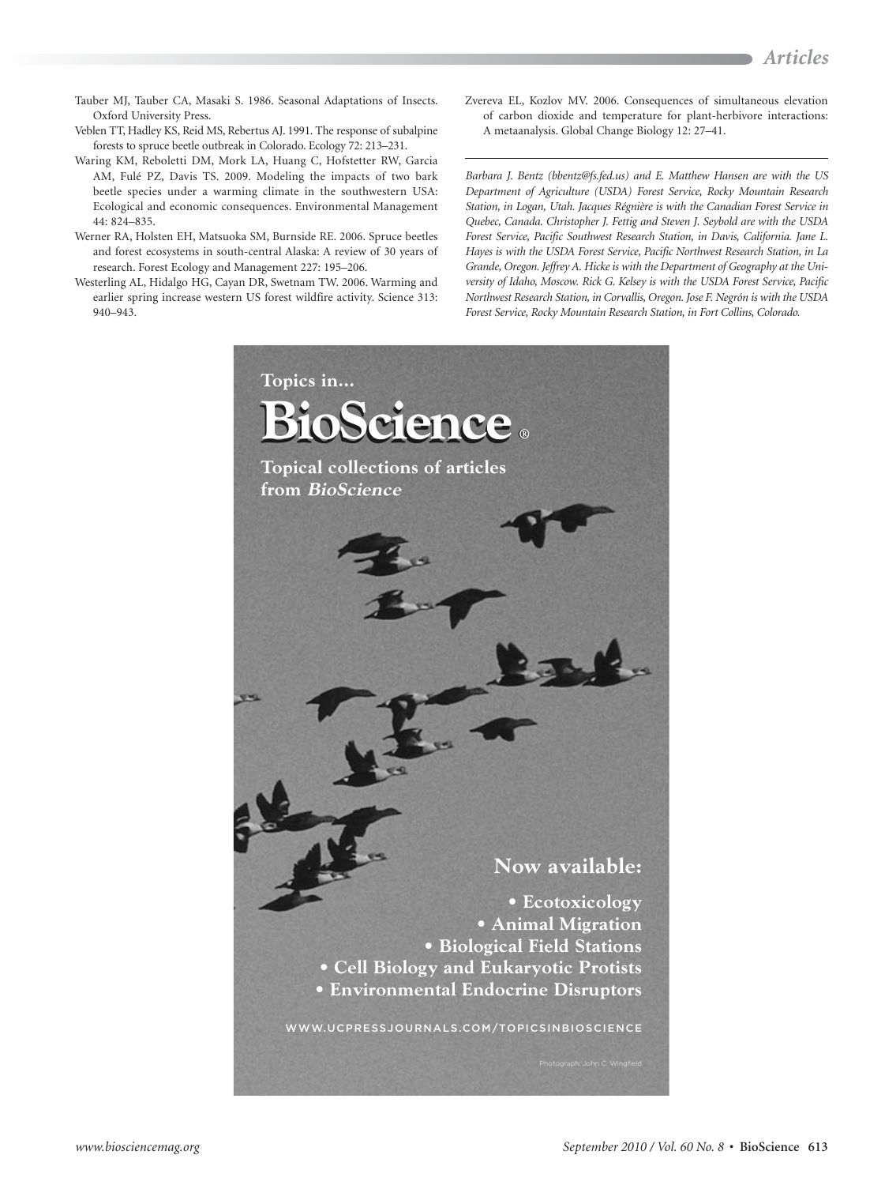Tauber MJ, Tauber CA, Masaki S. 1986. Seasonal Adaptations of Insects. Oxford University Press.

Veblen TT, Hadley KS, Reid MS, Rebertus AJ. 1991. The response of subalpine forests to spruce beetle outbreak in Colorado. Ecology 72: 213–231.

Waring KM, Reboletti DM, Mork LA, Huang C, Hofstetter RW, Garcia AM, Fulé PZ, Davis TS. 2009. Modeling the impacts of two bark beetle species under a warming climate in the southwestern USA: Ecological and economic consequences. Environmental Management 44: 824–835.

Werner RA, Holsten EH, Matsuoka SM, Burnside RE. 2006. Spruce beetles and forest ecosystems in south-central Alaska: A review of 30 years of research. Forest Ecology and Management 227: 195–206.

Westerling AL, Hidalgo HG, Cayan DR, Swetnam TW. 2006. Warming and earlier spring increase western US forest wildfire activity. Science 313: 940–943.

Zvereva EL, Kozlov MV. 2006. Consequences of simultaneous elevation of carbon dioxide and temperature for plant-herbivore interactions: A metaanalysis. Global Change Biology 12: 27–41.

---

*Barbara J. Bentz (bbentz@fs.fed.us) and E. Matthew Hansen are with the US Department of Agriculture (USDA) Forest Service, Rocky Mountain Research Station, in Logan, Utah. Jacques Régnière is with the Canadian Forest Service in Quebec, Canada. Christopher J. Fettig and Steven J. Seybold are with the USDA Forest Service, Pacific Southwest Research Station, in Davis, California. Jane L. Hayes is with the USDA Forest Service, Pacific Northwest Research Station, in La Grande, Oregon. Jeffrey A. Hicke is with the Department of Geography at the University of Idaho, Moscow. Rick G. Kelsey is with the USDA Forest Service, Pacific Northwest Research Station, in Corvallis, Oregon. Jose F. Negrón is with the USDA Forest Service, Rocky Mountain Research Station, in Fort Collins, Colorado.*

---

Topics in...

**BioScience®**

**Topical collections of articles from *BioScience***

**Now available:**

- **Ecotoxicology**
- **Animal Migration**
- **Biological Field Stations**
- **Cell Biology and Eukaryotic Protists**
- **Environmental Endocrine Disruptors**

WWW.UCPRESSJOURNALS.COM/TOPICSINBIOSCIENCE

Photograph: John C. Wingfield